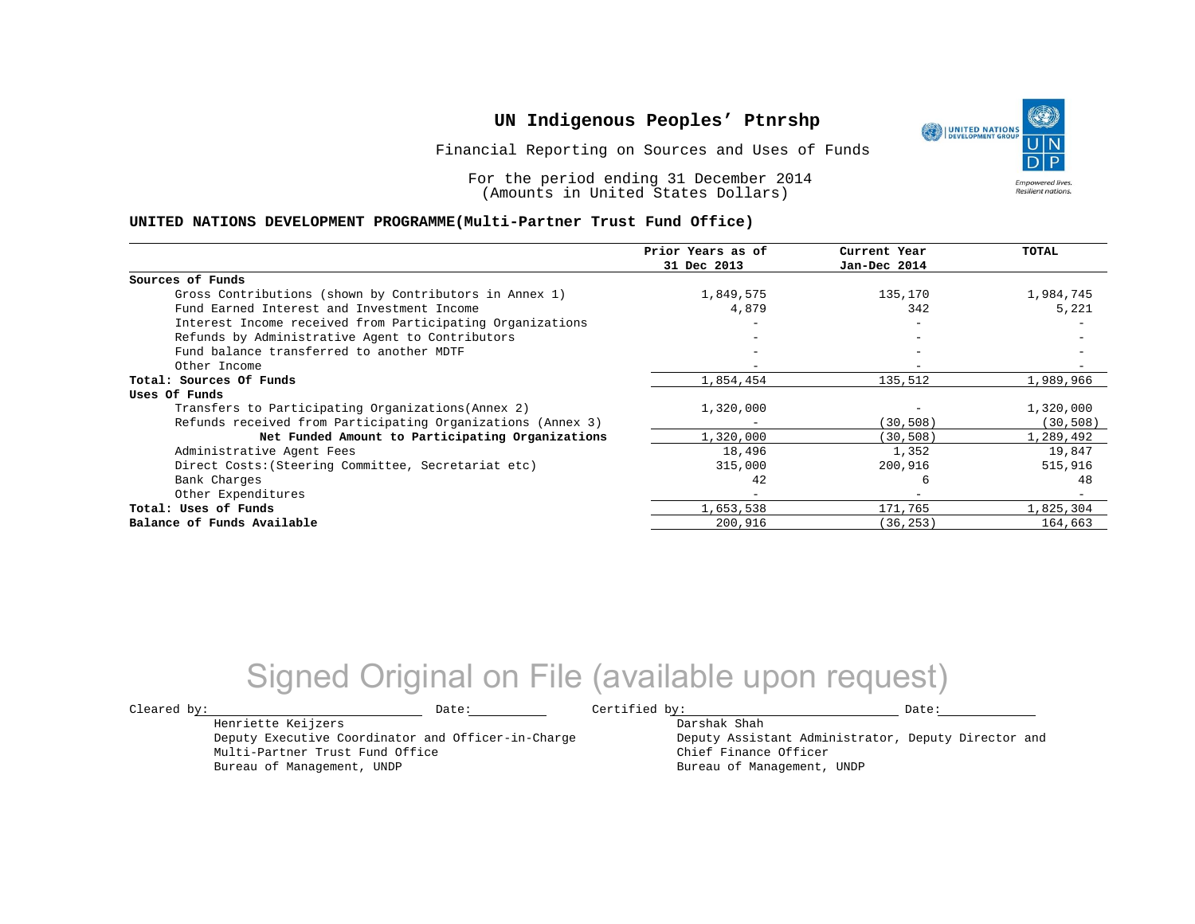# UN Indigenous Peoples' Ptnrshp

Financial Reporting on Sources and Uses of Funds

For the period ending 31 December 2014
(Amounts in United States Dollars)

## UNITED NATIONS DEVELOPMENT PROGRAMME(Multi-Partner Trust Fund Office)

| | Prior Years as of 31 Dec 2013 | Current Year Jan-Dec 2014 | TOTAL |
|---|---|---|---|
| **Sources of Funds** | | | |
| Gross Contributions (shown by Contributors in Annex 1) | 1,849,575 | 135,170 | 1,984,745 |
| Fund Earned Interest and Investment Income | 4,879 | 342 | 5,221 |
| Interest Income received from Participating Organizations | - | - | - |
| Refunds by Administrative Agent to Contributors | - | - | - |
| Fund balance transferred to another MDTF | - | - | - |
| Other Income | - | - | - |
| **Total: Sources Of Funds** | 1,854,454 | 135,512 | 1,989,966 |
| **Uses Of Funds** | | | |
| Transfers to Participating Organizations(Annex 2) | 1,320,000 | - | 1,320,000 |
| Refunds received from Participating Organizations (Annex 3) | - | (30,508) | (30,508) |
| **Net Funded Amount to Participating Organizations** | 1,320,000 | (30,508) | 1,289,492 |
| Administrative Agent Fees | 18,496 | 1,352 | 19,847 |
| Direct Costs:(Steering Committee, Secretariat etc) | 315,000 | 200,916 | 515,916 |
| Bank Charges | 42 | 6 | 48 |
| Other Expenditures | - | - | - |
| **Total: Uses of Funds** | 1,653,538 | 171,765 | 1,825,304 |
| **Balance of Funds Available** | 200,916 | (36,253) | 164,663 |

Signed Original on File (available upon request)

Cleared by: ______________________ Date: __________

Henriette Keijzers
Deputy Executive Coordinator and Officer-in-Charge
Multi-Partner Trust Fund Office
Bureau of Management, UNDP

Certified by: ______________________ Date: __________

Darshak Shah
Deputy Assistant Administrator, Deputy Director and
Chief Finance Officer
Bureau of Management, UNDP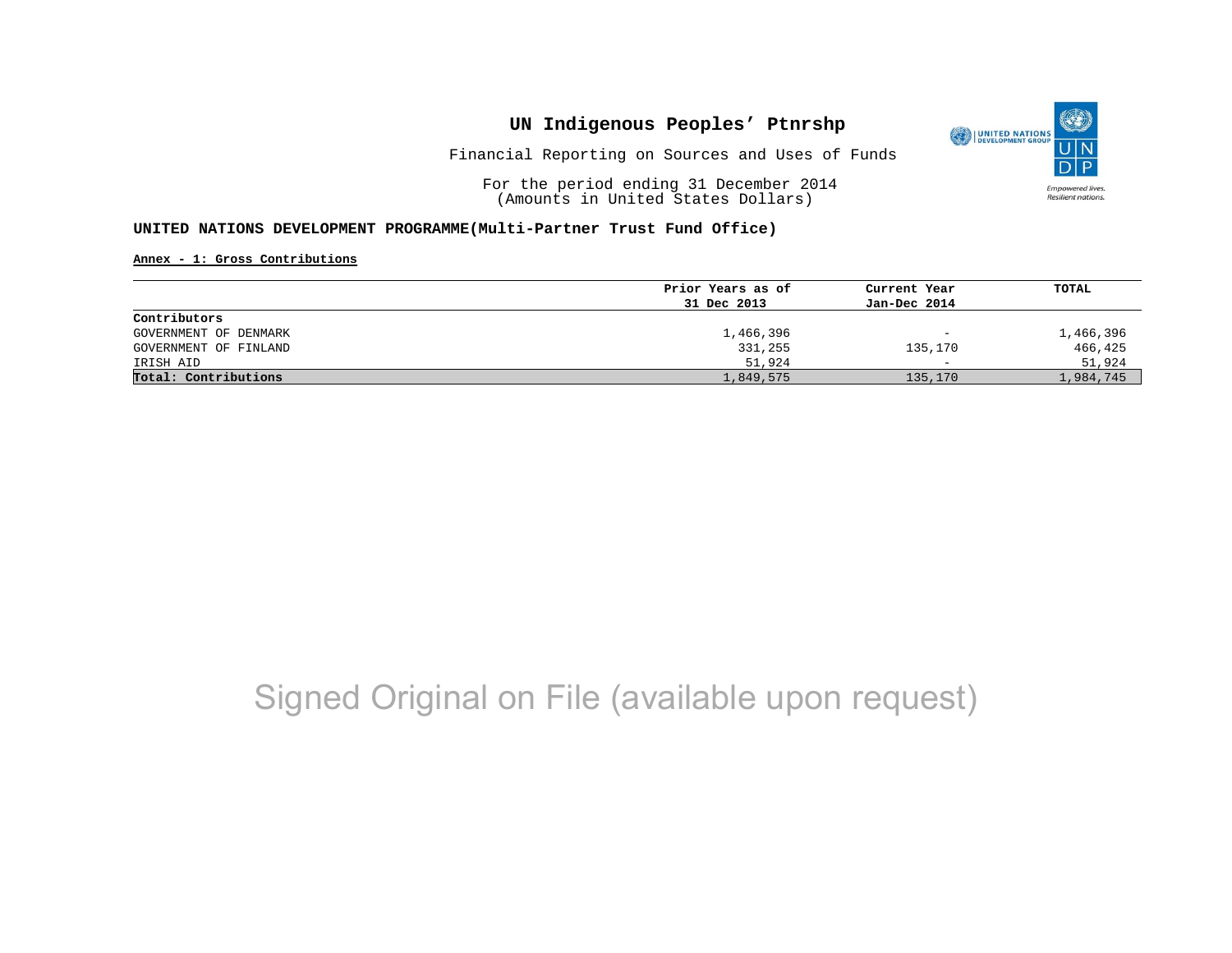# UN Indigenous Peoples' Ptnrshp

Financial Reporting on Sources and Uses of Funds

For the period ending 31 December 2014
(Amounts in United States Dollars)

**UNITED NATIONS DEVELOPMENT PROGRAMME(Multi-Partner Trust Fund Office)**

**Annex - 1: Gross Contributions**

| Contributors | Prior Years as of 31 Dec 2013 | Current Year Jan-Dec 2014 | TOTAL |
|---|---|---|---|
| GOVERNMENT OF DENMARK | 1,466,396 | - | 1,466,396 |
| GOVERNMENT OF FINLAND | 331,255 | 135,170 | 466,425 |
| IRISH AID | 51,924 | - | 51,924 |
| **Total: Contributions** | 1,849,575 | 135,170 | 1,984,745 |

Signed Original on File (available upon request)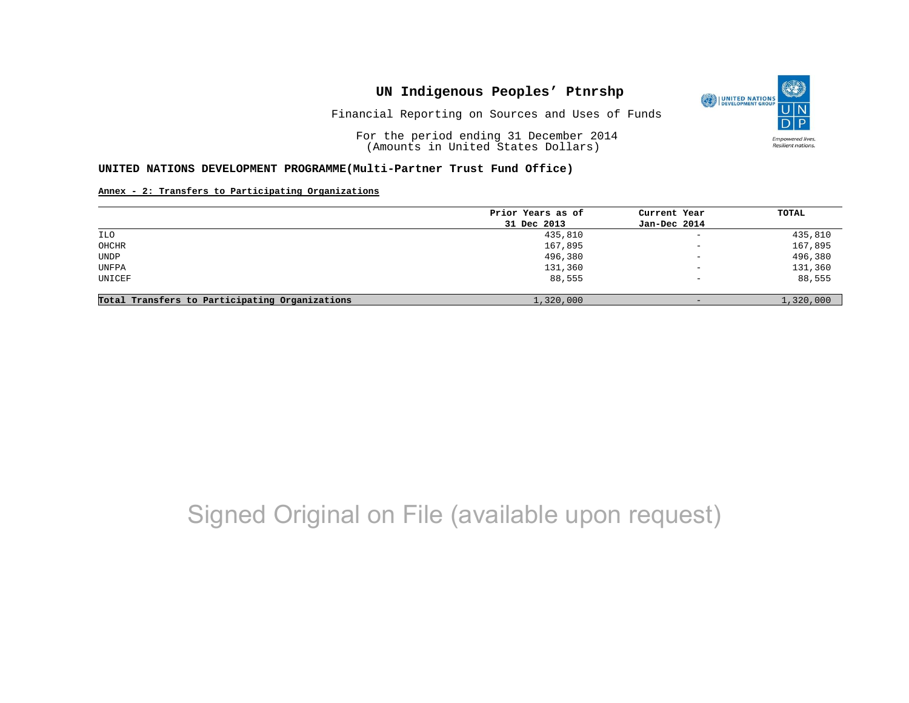# UN Indigenous Peoples' Ptnrshp

Financial Reporting on Sources and Uses of Funds

For the period ending 31 December 2014
(Amounts in United States Dollars)

**UNITED NATIONS DEVELOPMENT PROGRAMME(Multi-Partner Trust Fund Office)**

**Annex - 2: Transfers to Participating Organizations**

| | Prior Years as of 31 Dec 2013 | Current Year Jan-Dec 2014 | TOTAL |
|---|---|---|---|
| ILO | 435,810 | - | 435,810 |
| OHCHR | 167,895 | - | 167,895 |
| UNDP | 496,380 | - | 496,380 |
| UNFPA | 131,360 | - | 131,360 |
| UNICEF | 88,555 | - | 88,555 |
| **Total Transfers to Participating Organizations** | 1,320,000 | - | 1,320,000 |

Signed Original on File (available upon request)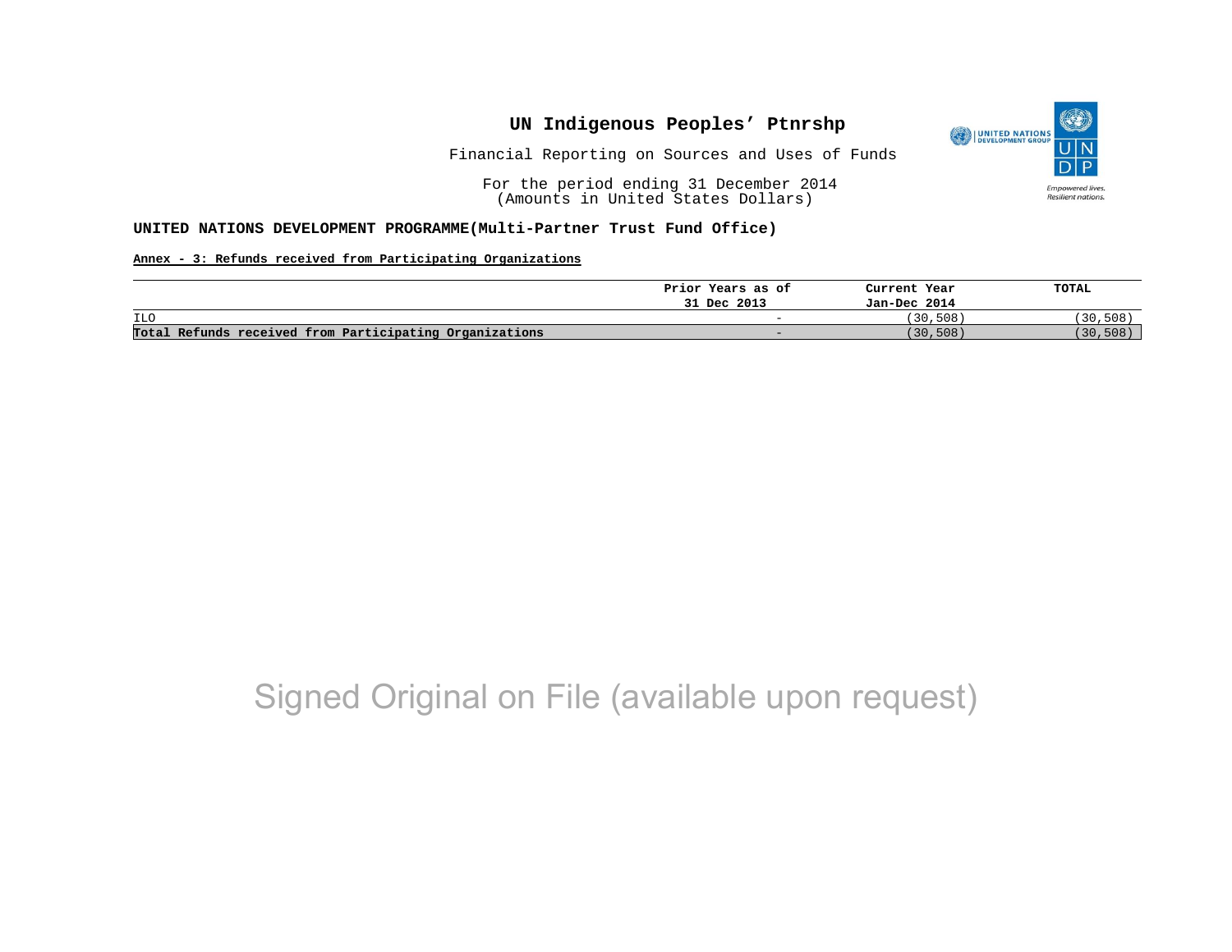# UN Indigenous Peoples' Ptnrshp

Financial Reporting on Sources and Uses of Funds

For the period ending 31 December 2014
(Amounts in United States Dollars)

**UNITED NATIONS DEVELOPMENT PROGRAMME(Multi-Partner Trust Fund Office)**

**Annex - 3: Refunds received from Participating Organizations**

| | Prior Years as of 31 Dec 2013 | Current Year Jan-Dec 2014 | TOTAL |
|---|---|---|---|
| ILO | - | (30,508) | (30,508) |
| **Total Refunds received from Participating Organizations** | - | (30,508) | (30,508) |

Signed Original on File (available upon request)